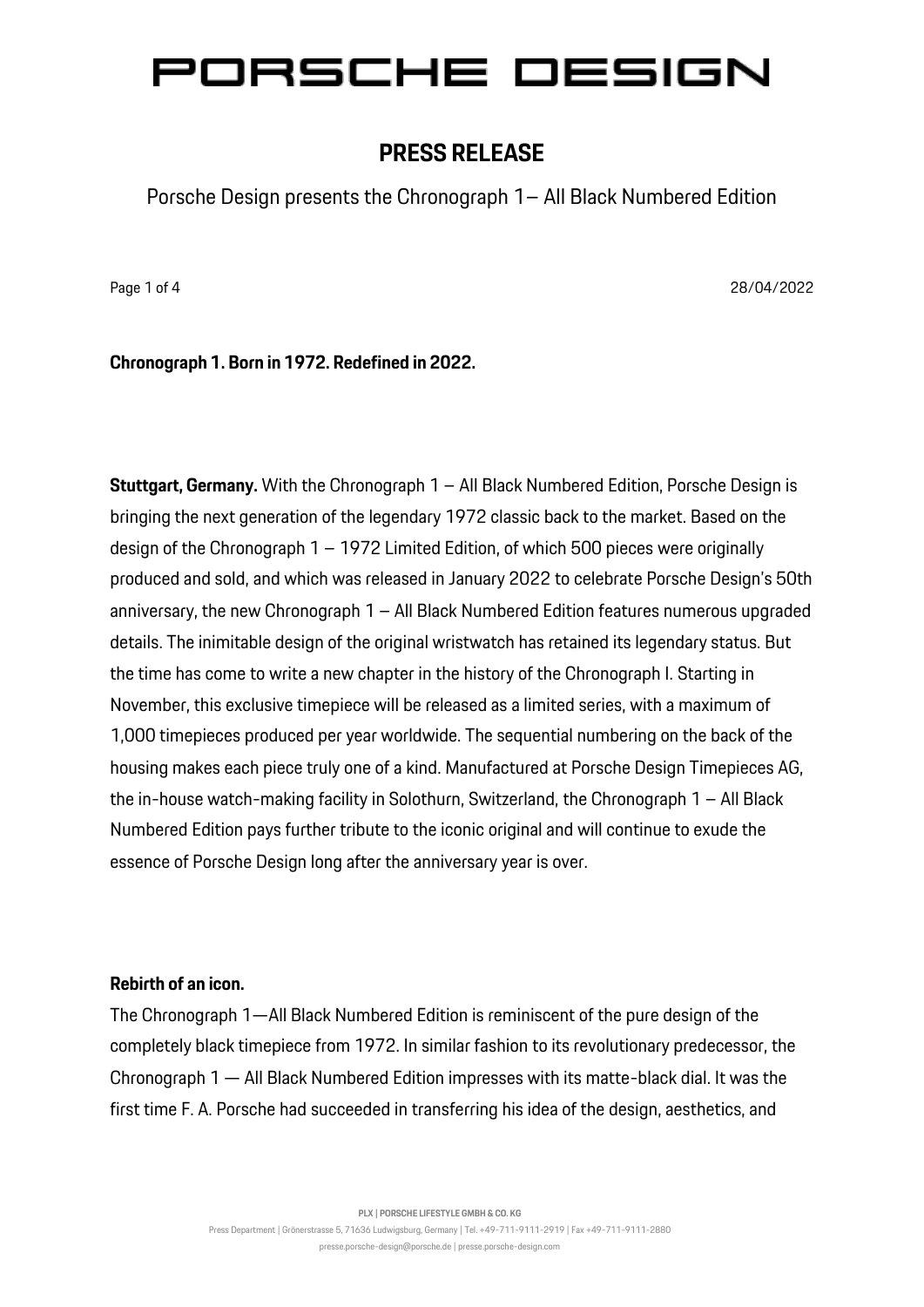# PORSCHE DESIGN

## PRESS RELEASE

Porsche Design presents the Chronograph 1– All Black Numbered Edition

28/04/2022

**Chronograph 1. Born in 1972. Redefined in 2022.**

**Stuttgart, Germany.** With the Chronograph 1 – All Black Numbered Edition, Porsche Design is bringing the next generation of the legendary 1972 classic back to the market. Based on the design of the Chronograph 1 – 1972 Limited Edition, of which 500 pieces were originally produced and sold, and which was released in January 2022 to celebrate Porsche Design's 50th anniversary, the new Chronograph 1 – All Black Numbered Edition features numerous upgraded details. The inimitable design of the original wristwatch has retained its legendary status. But the time has come to write a new chapter in the history of the Chronograph I. Starting in November, this exclusive timepiece will be released as a limited series, with a maximum of 1,000 timepieces produced per year worldwide. The sequential numbering on the back of the housing makes each piece truly one of a kind. Manufactured at Porsche Design Timepieces AG, the in-house watch-making facility in Solothurn, Switzerland, the Chronograph 1 – All Black Numbered Edition pays further tribute to the iconic original and will continue to exude the essence of Porsche Design long after the anniversary year is over.

**Rebirth of an icon.**

The Chronograph 1—All Black Numbered Edition is reminiscent of the pure design of the completely black timepiece from 1972. In similar fashion to its revolutionary predecessor, the Chronograph 1 — All Black Numbered Edition impresses with its matte-black dial. It was the first time F. A. Porsche had succeeded in transferring his idea of the design, aesthetics, and

PLX | PORSCHE LIFESTYLE GMBH & CO. KG
Press Department | Grönerstrasse 5, 71636 Ludwigsburg, Germany | Tel. +49-711-9111-2919 | Fax +49-711-9111-2880
presse.porsche-design@porsche.de | presse.porsche-design.com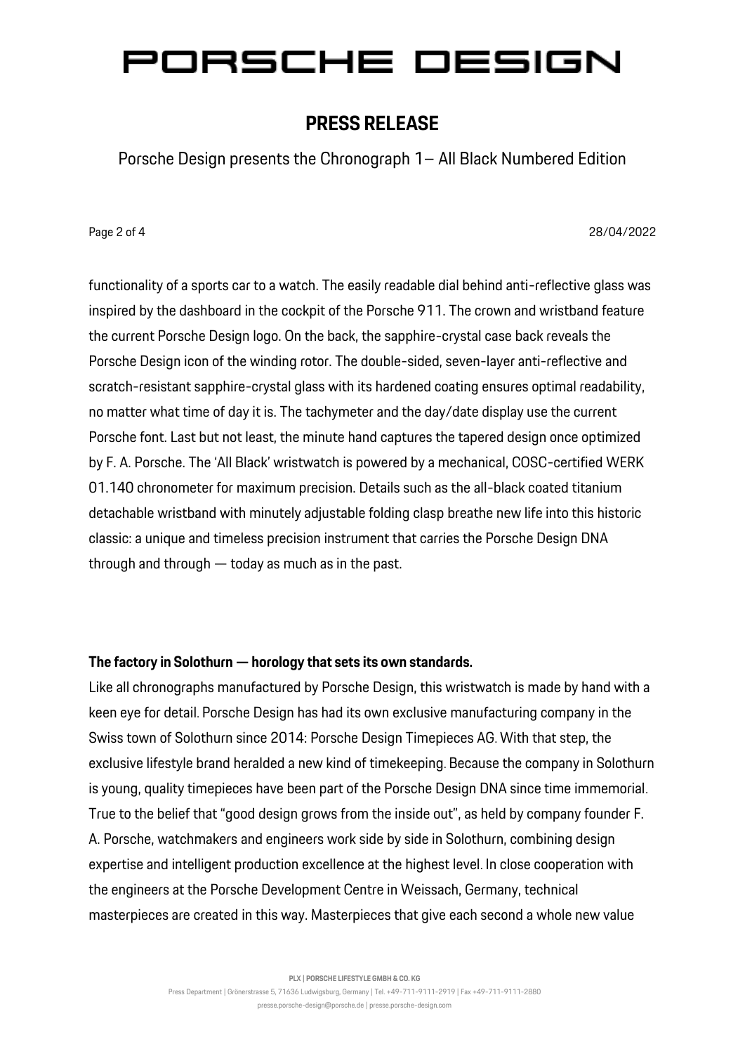functionality of a sports car to a watch. The easily readable dial behind anti-reflective glass was inspired by the dashboard in the cockpit of the Porsche 911. The crown and wristband feature the current Porsche Design logo. On the back, the sapphire-crystal case back reveals the Porsche Design icon of the winding rotor. The double-sided, seven-layer anti-reflective and scratch-resistant sapphire-crystal glass with its hardened coating ensures optimal readability, no matter what time of day it is. The tachymeter and the day/date display use the current Porsche font. Last but not least, the minute hand captures the tapered design once optimized by F. A. Porsche. The 'All Black' wristwatch is powered by a mechanical, COSC-certified WERK 01.140 chronometer for maximum precision. Details such as the all-black coated titanium detachable wristband with minutely adjustable folding clasp breathe new life into this historic classic: a unique and timeless precision instrument that carries the Porsche Design DNA through and through — today as much as in the past.

**The factory in Solothurn — horology that sets its own standards.**

Like all chronographs manufactured by Porsche Design, this wristwatch is made by hand with a keen eye for detail. Porsche Design has had its own exclusive manufacturing company in the Swiss town of Solothurn since 2014: Porsche Design Timepieces AG. With that step, the exclusive lifestyle brand heralded a new kind of timekeeping. Because the company in Solothurn is young, quality timepieces have been part of the Porsche Design DNA since time immemorial. True to the belief that "good design grows from the inside out", as held by company founder F. A. Porsche, watchmakers and engineers work side by side in Solothurn, combining design expertise and intelligent production excellence at the highest level. In close cooperation with the engineers at the Porsche Development Centre in Weissach, Germany, technical masterpieces are created in this way. Masterpieces that give each second a whole new value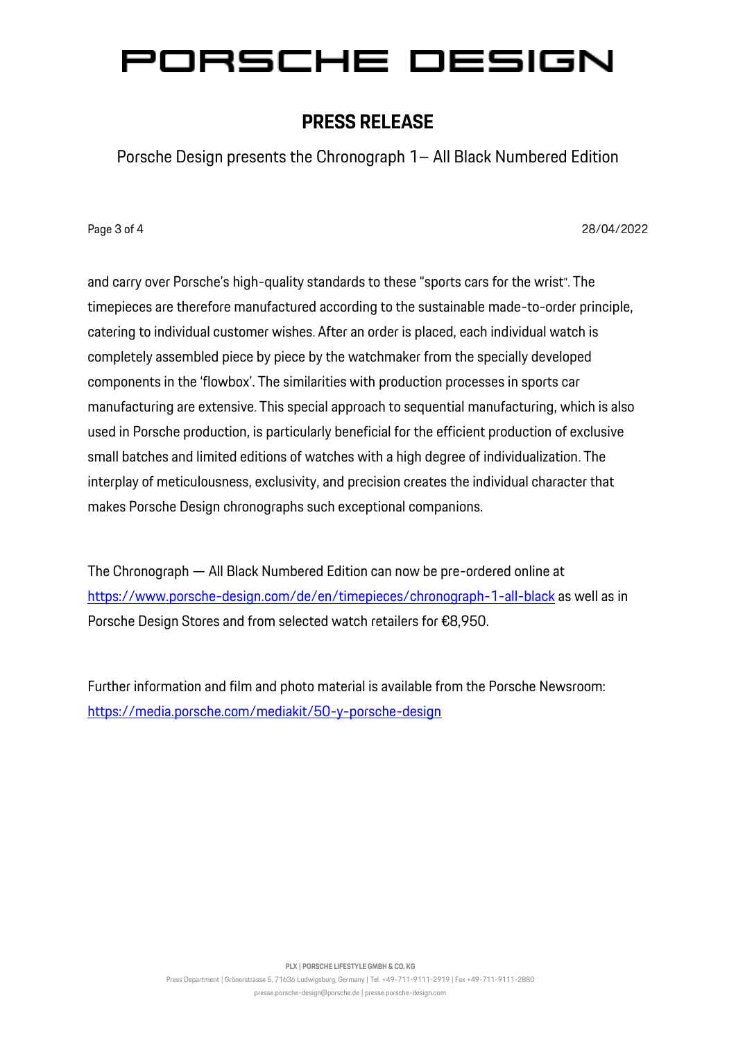and carry over Porsche's high-quality standards to these "sports cars for the wrist". The timepieces are therefore manufactured according to the sustainable made-to-order principle, catering to individual customer wishes. After an order is placed, each individual watch is completely assembled piece by piece by the watchmaker from the specially developed components in the 'flowbox'. The similarities with production processes in sports car manufacturing are extensive. This special approach to sequential manufacturing, which is also used in Porsche production, is particularly beneficial for the efficient production of exclusive small batches and limited editions of watches with a high degree of individualization. The interplay of meticulousness, exclusivity, and precision creates the individual character that makes Porsche Design chronographs such exceptional companions.

The Chronograph — All Black Numbered Edition can now be pre-ordered online at [https://www.porsche-design.com/de/en/timepieces/chronograph-1-all-black](https://www.porsche-design.com/de/en/timepieces/chronograph-1-all-black) as well as in Porsche Design Stores and from selected watch retailers for €8,950.

Further information and film and photo material is available from the Porsche Newsroom: [https://media.porsche.com/mediakit/50-y-porsche-design](https://media.porsche.com/mediakit/50-y-porsche-design)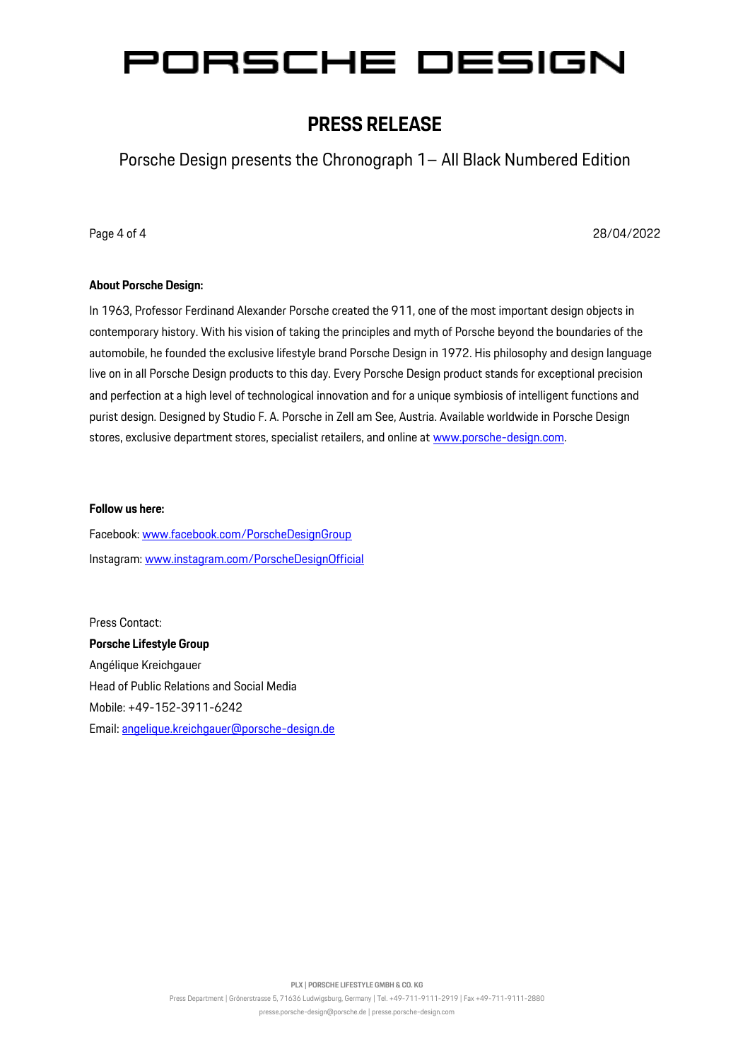**About Porsche Design:**

In 1963, Professor Ferdinand Alexander Porsche created the 911, one of the most important design objects in contemporary history. With his vision of taking the principles and myth of Porsche beyond the boundaries of the automobile, he founded the exclusive lifestyle brand Porsche Design in 1972. His philosophy and design language live on in all Porsche Design products to this day. Every Porsche Design product stands for exceptional precision and perfection at a high level of technological innovation and for a unique symbiosis of intelligent functions and purist design. Designed by Studio F. A. Porsche in Zell am See, Austria. Available worldwide in Porsche Design stores, exclusive department stores, specialist retailers, and online at www.porsche-design.com.

**Follow us here:**

Facebook: www.facebook.com/PorscheDesignGroup

Instagram: www.instagram.com/PorscheDesignOfficial

Press Contact:

**Porsche Lifestyle Group**

Angélique Kreichgauer

Head of Public Relations and Social Media

Mobile: +49-152-3911-6242

Email: angelique.kreichgauer@porsche-design.de